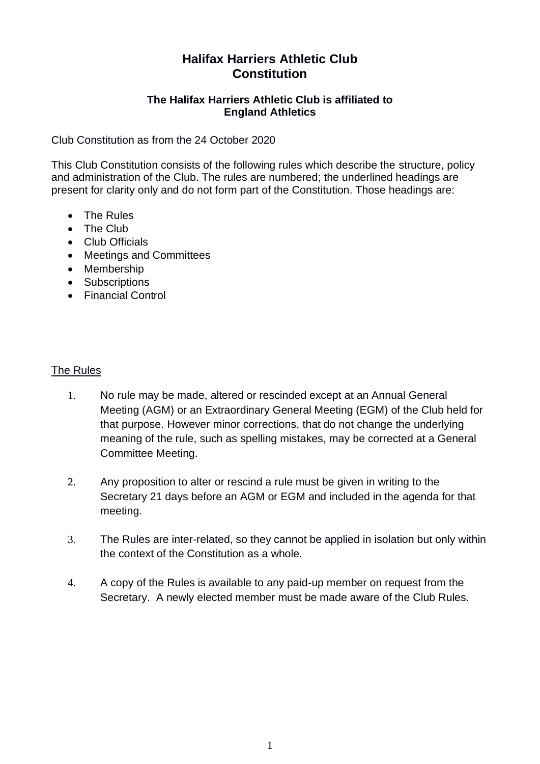# Halifax Harriers Athletic Club
# Constitution

**The Halifax Harriers Athletic Club is affiliated to England Athletics**

Club Constitution as from the 24 October 2020

This Club Constitution consists of the following rules which describe the structure, policy and administration of the Club. The rules are numbered; the underlined headings are present for clarity only and do not form part of the Constitution. Those headings are:

- The Rules
- The Club
- Club Officials
- Meetings and Committees
- Membership
- Subscriptions
- Financial Control

## The Rules

1. No rule may be made, altered or rescinded except at an Annual General Meeting (AGM) or an Extraordinary General Meeting (EGM) of the Club held for that purpose. However minor corrections, that do not change the underlying meaning of the rule, such as spelling mistakes, may be corrected at a General Committee Meeting.

2. Any proposition to alter or rescind a rule must be given in writing to the Secretary 21 days before an AGM or EGM and included in the agenda for that meeting.

3. The Rules are inter-related, so they cannot be applied in isolation but only within the context of the Constitution as a whole.

4. A copy of the Rules is available to any paid-up member on request from the Secretary. A newly elected member must be made aware of the Club Rules.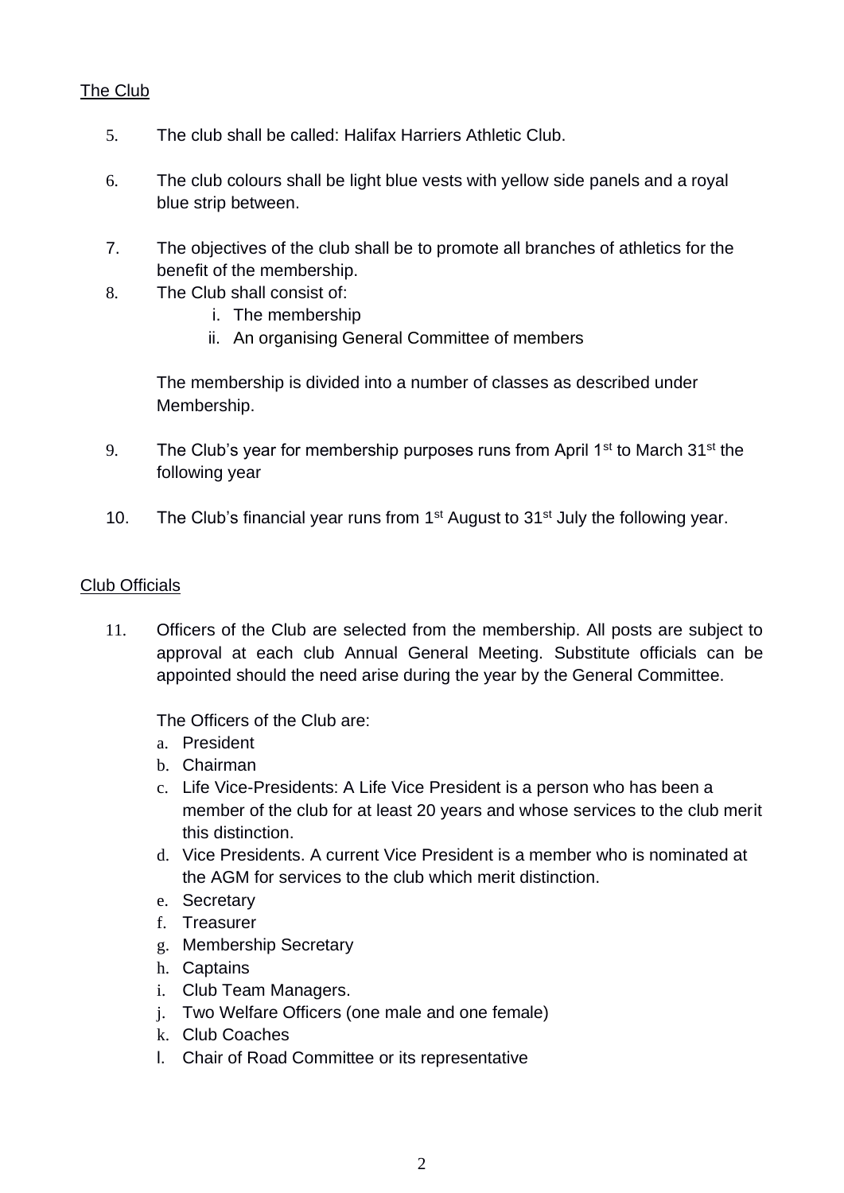The Club

5. The club shall be called: Halifax Harriers Athletic Club.

6. The club colours shall be light blue vests with yellow side panels and a royal blue strip between.

7. The objectives of the club shall be to promote all branches of athletics for the benefit of the membership.

8. The Club shall consist of:
    i. The membership
    ii. An organising General Committee of members

   The membership is divided into a number of classes as described under Membership.

9. The Club's year for membership purposes runs from April 1st to March 31st the following year

10. The Club's financial year runs from 1st August to 31st July the following year.

Club Officials

11. Officers of the Club are selected from the membership. All posts are subject to approval at each club Annual General Meeting. Substitute officials can be appointed should the need arise during the year by the General Committee.

    The Officers of the Club are:
    a. President
    b. Chairman
    c. Life Vice-Presidents: A Life Vice President is a person who has been a member of the club for at least 20 years and whose services to the club merit this distinction.
    d. Vice Presidents. A current Vice President is a member who is nominated at the AGM for services to the club which merit distinction.
    e. Secretary
    f. Treasurer
    g. Membership Secretary
    h. Captains
    i. Club Team Managers.
    j. Two Welfare Officers (one male and one female)
    k. Club Coaches
    l. Chair of Road Committee or its representative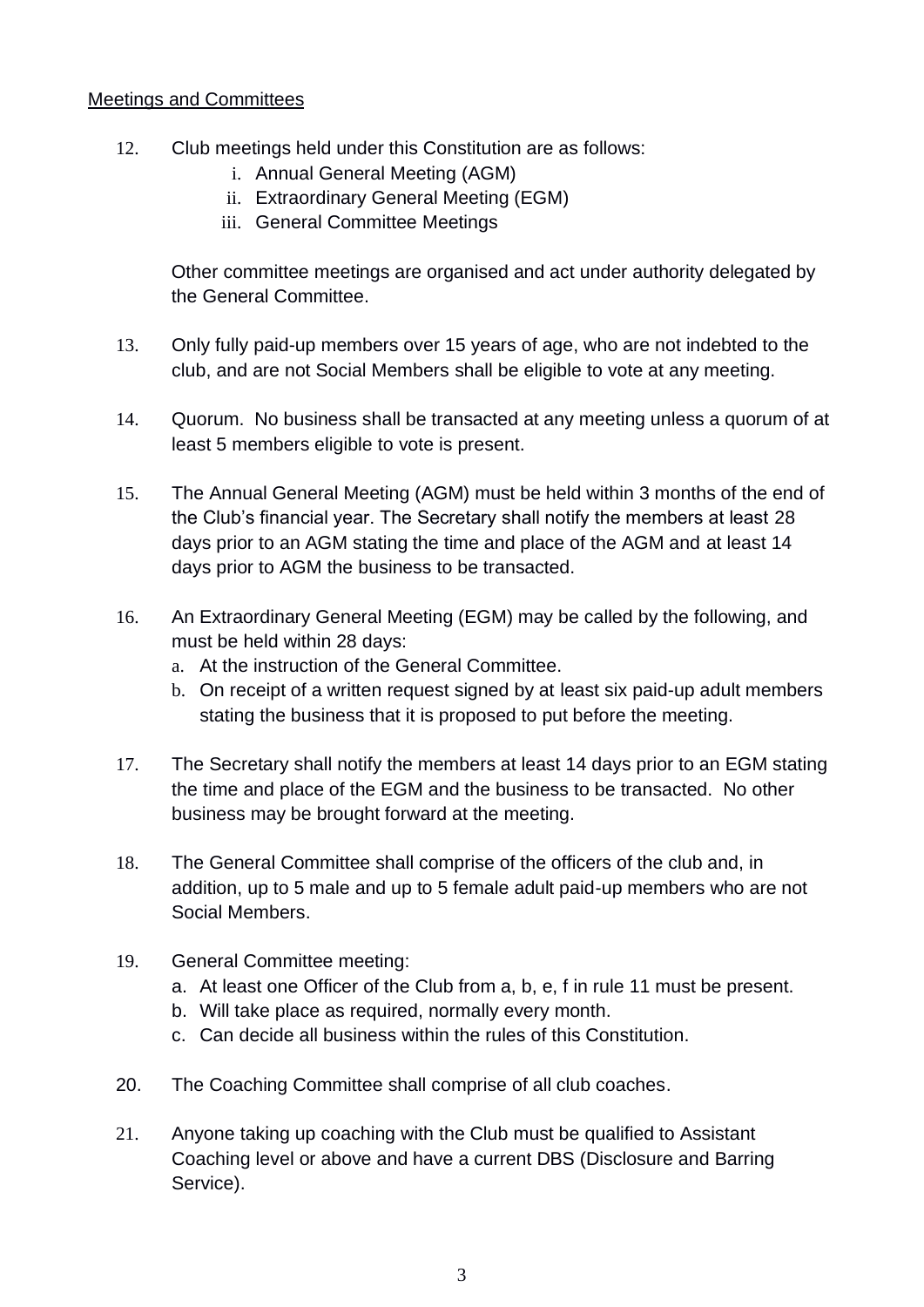Meetings and Committees

12. Club meetings held under this Constitution are as follows:
    i. Annual General Meeting (AGM)
    ii. Extraordinary General Meeting (EGM)
    iii. General Committee Meetings

    Other committee meetings are organised and act under authority delegated by the General Committee.

13. Only fully paid-up members over 15 years of age, who are not indebted to the club, and are not Social Members shall be eligible to vote at any meeting.

14. Quorum. No business shall be transacted at any meeting unless a quorum of at least 5 members eligible to vote is present.

15. The Annual General Meeting (AGM) must be held within 3 months of the end of the Club's financial year. The Secretary shall notify the members at least 28 days prior to an AGM stating the time and place of the AGM and at least 14 days prior to AGM the business to be transacted.

16. An Extraordinary General Meeting (EGM) may be called by the following, and must be held within 28 days:
    a. At the instruction of the General Committee.
    b. On receipt of a written request signed by at least six paid-up adult members stating the business that it is proposed to put before the meeting.

17. The Secretary shall notify the members at least 14 days prior to an EGM stating the time and place of the EGM and the business to be transacted. No other business may be brought forward at the meeting.

18. The General Committee shall comprise of the officers of the club and, in addition, up to 5 male and up to 5 female adult paid-up members who are not Social Members.

19. General Committee meeting:
    a. At least one Officer of the Club from a, b, e, f in rule 11 must be present.
    b. Will take place as required, normally every month.
    c. Can decide all business within the rules of this Constitution.

20. The Coaching Committee shall comprise of all club coaches.

21. Anyone taking up coaching with the Club must be qualified to Assistant Coaching level or above and have a current DBS (Disclosure and Barring Service).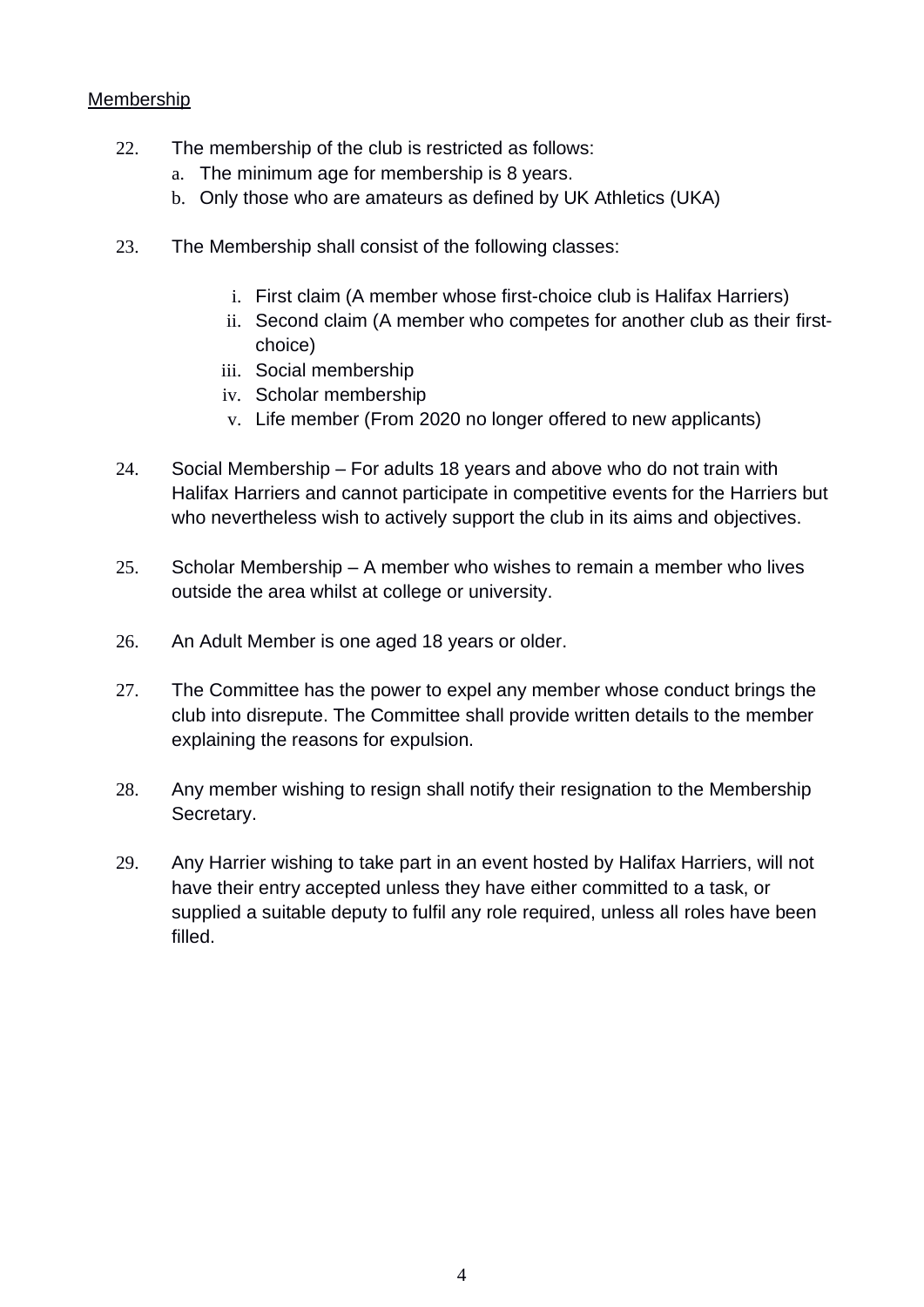Membership

22. The membership of the club is restricted as follows:
    a. The minimum age for membership is 8 years.
    b. Only those who are amateurs as defined by UK Athletics (UKA)

23. The Membership shall consist of the following classes:

    i. First claim (A member whose first-choice club is Halifax Harriers)
    ii. Second claim (A member who competes for another club as their first-choice)
    iii. Social membership
    iv. Scholar membership
    v. Life member (From 2020 no longer offered to new applicants)

24. Social Membership – For adults 18 years and above who do not train with Halifax Harriers and cannot participate in competitive events for the Harriers but who nevertheless wish to actively support the club in its aims and objectives.

25. Scholar Membership – A member who wishes to remain a member who lives outside the area whilst at college or university.

26. An Adult Member is one aged 18 years or older.

27. The Committee has the power to expel any member whose conduct brings the club into disrepute. The Committee shall provide written details to the member explaining the reasons for expulsion.

28. Any member wishing to resign shall notify their resignation to the Membership Secretary.

29. Any Harrier wishing to take part in an event hosted by Halifax Harriers, will not have their entry accepted unless they have either committed to a task, or supplied a suitable deputy to fulfil any role required, unless all roles have been filled.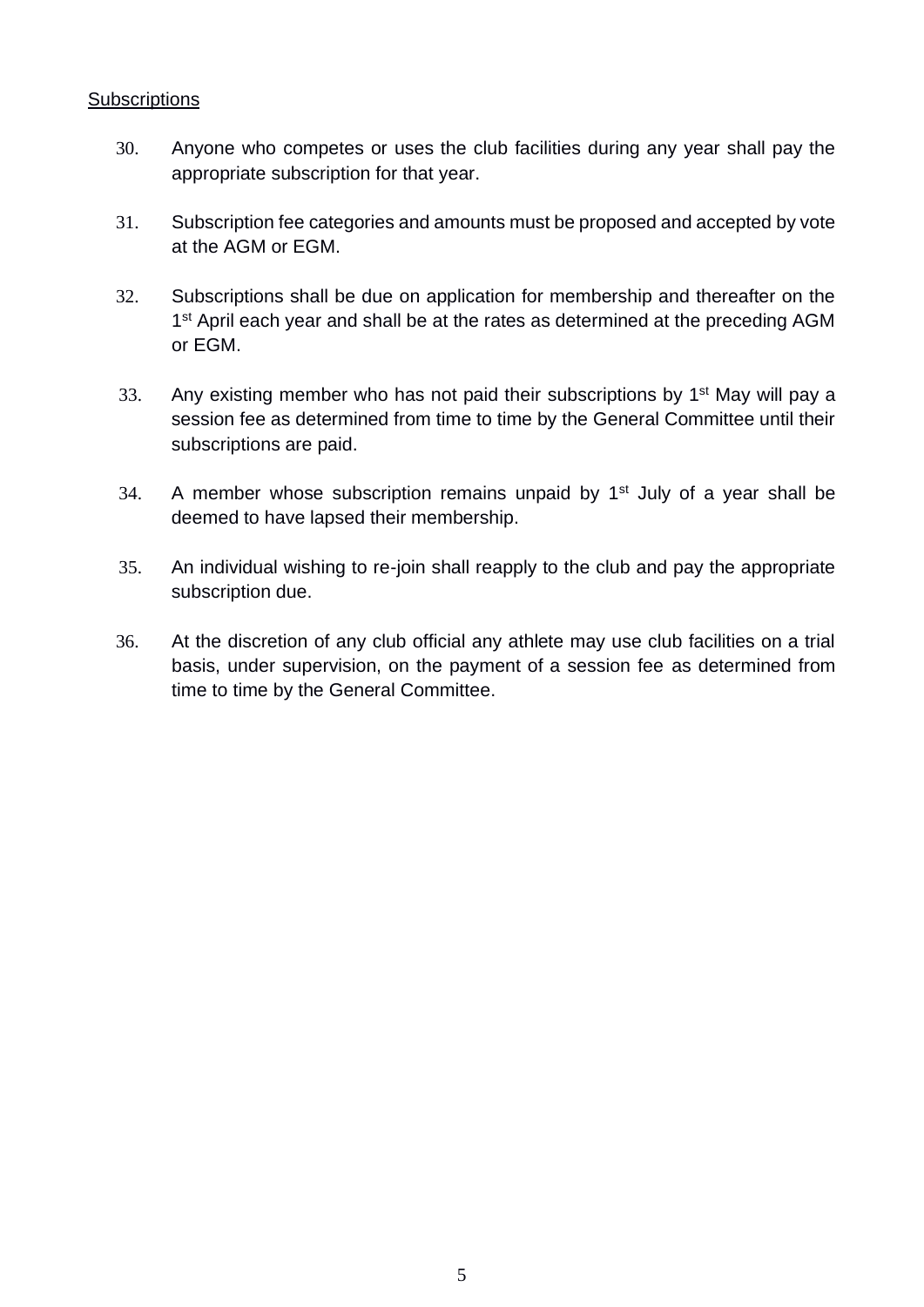<u>Subscriptions</u>

30. Anyone who competes or uses the club facilities during any year shall pay the appropriate subscription for that year.

31. Subscription fee categories and amounts must be proposed and accepted by vote at the AGM or EGM.

32. Subscriptions shall be due on application for membership and thereafter on the 1st April each year and shall be at the rates as determined at the preceding AGM or EGM.

33. Any existing member who has not paid their subscriptions by 1st May will pay a session fee as determined from time to time by the General Committee until their subscriptions are paid.

34. A member whose subscription remains unpaid by 1st July of a year shall be deemed to have lapsed their membership.

35. An individual wishing to re-join shall reapply to the club and pay the appropriate subscription due.

36. At the discretion of any club official any athlete may use club facilities on a trial basis, under supervision, on the payment of a session fee as determined from time to time by the General Committee.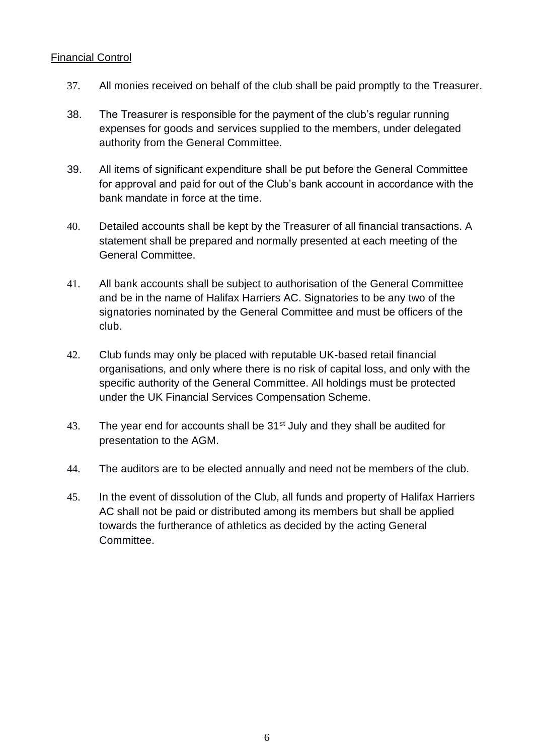Financial Control

37. All monies received on behalf of the club shall be paid promptly to the Treasurer.

38. The Treasurer is responsible for the payment of the club's regular running expenses for goods and services supplied to the members, under delegated authority from the General Committee.

39. All items of significant expenditure shall be put before the General Committee for approval and paid for out of the Club's bank account in accordance with the bank mandate in force at the time.

40. Detailed accounts shall be kept by the Treasurer of all financial transactions. A statement shall be prepared and normally presented at each meeting of the General Committee.

41. All bank accounts shall be subject to authorisation of the General Committee and be in the name of Halifax Harriers AC. Signatories to be any two of the signatories nominated by the General Committee and must be officers of the club.

42. Club funds may only be placed with reputable UK-based retail financial organisations, and only where there is no risk of capital loss, and only with the specific authority of the General Committee. All holdings must be protected under the UK Financial Services Compensation Scheme.

43. The year end for accounts shall be 31st July and they shall be audited for presentation to the AGM.

44. The auditors are to be elected annually and need not be members of the club.

45. In the event of dissolution of the Club, all funds and property of Halifax Harriers AC shall not be paid or distributed among its members but shall be applied towards the furtherance of athletics as decided by the acting General Committee.